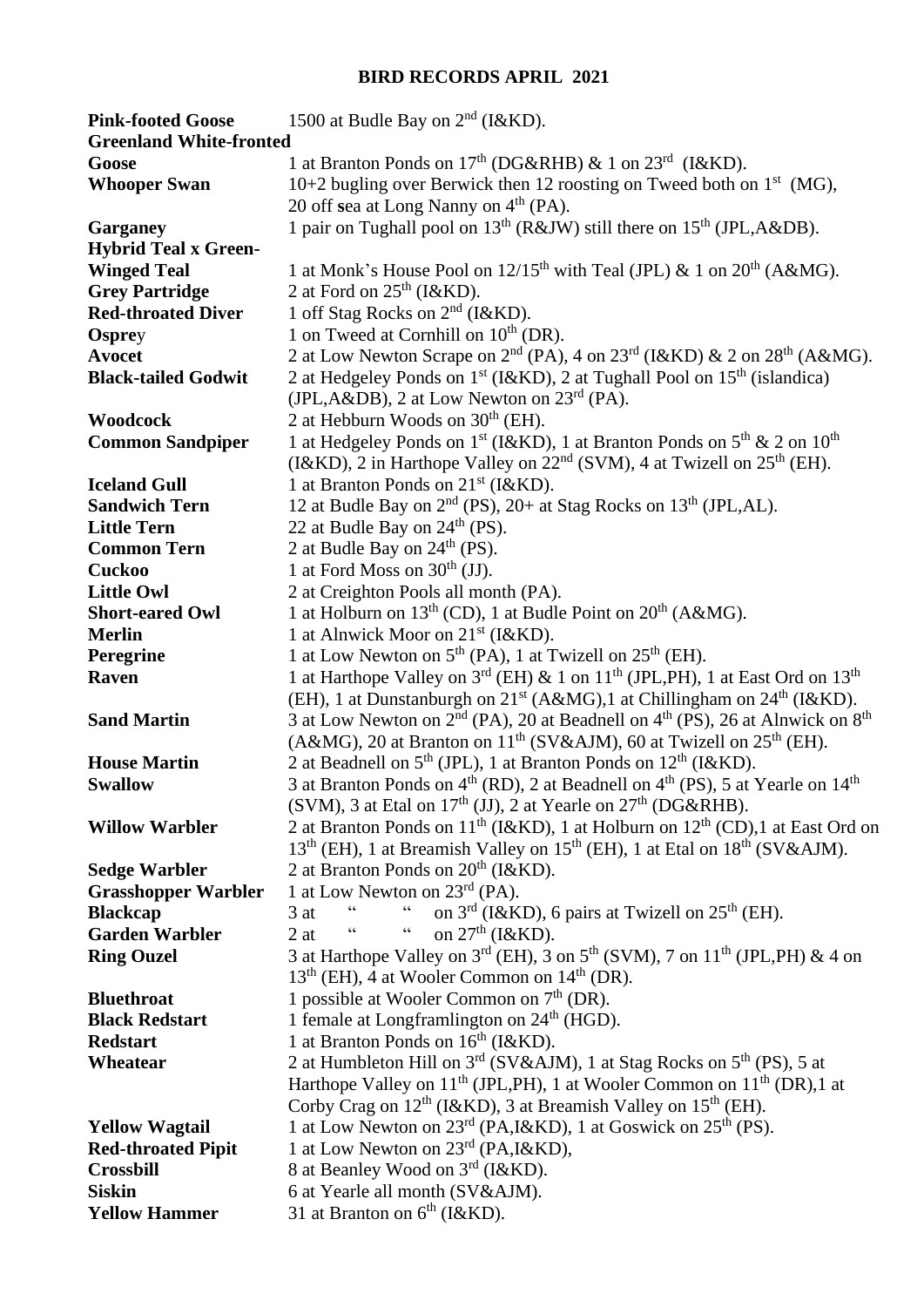# BIRD RECORDS APRIL 2021

| | |
|---|---|
| **Pink-footed Goose** | 1500 at Budle Bay on 2nd (I&KD). |
| **Greenland White-fronted Goose** | 1 at Branton Ponds on 17th (DG&RHB) & 1 on 23rd (I&KD). |
| **Whooper Swan** | 10+2 bugling over Berwick then 12 roosting on Tweed both on 1st (MG), 20 off sea at Long Nanny on 4th (PA). |
| **Garganey** | 1 pair on Tughall pool on 13th (R&JW) still there on 15th (JPL,A&DB). |
| **Hybrid Teal x Green-Winged Teal** | 1 at Monk's House Pool on 12/15th with Teal (JPL) & 1 on 20th (A&MG). |
| **Grey Partridge** | 2 at Ford on 25th (I&KD). |
| **Red-throated Diver** | 1 off Stag Rocks on 2nd (I&KD). |
| **Osprey** | 1 on Tweed at Cornhill on 10th (DR). |
| **Avocet** | 2 at Low Newton Scrape on 2nd (PA), 4 on 23rd (I&KD) & 2 on 28th (A&MG). |
| **Black-tailed Godwit** | 2 at Hedgeley Ponds on 1st (I&KD), 2 at Tughall Pool on 15th (islandica) (JPL,A&DB), 2 at Low Newton on 23rd (PA). |
| **Woodcock** | 2 at Hebburn Woods on 30th (EH). |
| **Common Sandpiper** | 1 at Hedgeley Ponds on 1st (I&KD), 1 at Branton Ponds on 5th & 2 on 10th (I&KD), 2 in Harthope Valley on 22nd (SVM), 4 at Twizell on 25th (EH). |
| **Iceland Gull** | 1 at Branton Ponds on 21st (I&KD). |
| **Sandwich Tern** | 12 at Budle Bay on 2nd (PS), 20+ at Stag Rocks on 13th (JPL,AL). |
| **Little Tern** | 22 at Budle Bay on 24th (PS). |
| **Common Tern** | 2 at Budle Bay on 24th (PS). |
| **Cuckoo** | 1 at Ford Moss on 30th (JJ). |
| **Little Owl** | 2 at Creighton Pools all month (PA). |
| **Short-eared Owl** | 1 at Holburn on 13th (CD), 1 at Budle Point on 20th (A&MG). |
| **Merlin** | 1 at Alnwick Moor on 21st (I&KD). |
| **Peregrine** | 1 at Low Newton on 5th (PA), 1 at Twizell on 25th (EH). |
| **Raven** | 1 at Harthope Valley on 3rd (EH) & 1 on 11th (JPL,PH), 1 at East Ord on 13th (EH), 1 at Dunstanburgh on 21st (A&MG),1 at Chillingham on 24th (I&KD). |
| **Sand Martin** | 3 at Low Newton on 2nd (PA), 20 at Beadnell on 4th (PS), 26 at Alnwick on 8th (A&MG), 20 at Branton on 11th (SV&AJM), 60 at Twizell on 25th (EH). |
| **House Martin** | 2 at Beadnell on 5th (JPL), 1 at Branton Ponds on 12th (I&KD). |
| **Swallow** | 3 at Branton Ponds on 4th (RD), 2 at Beadnell on 4th (PS), 5 at Yearle on 14th (SVM), 3 at Etal on 17th (JJ), 2 at Yearle on 27th (DG&RHB). |
| **Willow Warbler** | 2 at Branton Ponds on 11th (I&KD), 1 at Holburn on 12th (CD),1 at East Ord on 13th (EH), 1 at Breamish Valley on 15th (EH), 1 at Etal on 18th (SV&AJM). |
| **Sedge Warbler** | 2 at Branton Ponds on 20th (I&KD). |
| **Grasshopper Warbler** | 1 at Low Newton on 23rd (PA). |
| **Blackcap** | 3 at " " on 3rd (I&KD), 6 pairs at Twizell on 25th (EH). |
| **Garden Warbler** | 2 at " " on 27th (I&KD). |
| **Ring Ouzel** | 3 at Harthope Valley on 3rd (EH), 3 on 5th (SVM), 7 on 11th (JPL,PH) & 4 on 13th (EH), 4 at Wooler Common on 14th (DR). |
| **Bluethroat** | 1 possible at Wooler Common on 7th (DR). |
| **Black Redstart** | 1 female at Longframlington on 24th (HGD). |
| **Redstart** | 1 at Branton Ponds on 16th (I&KD). |
| **Wheatear** | 2 at Humbleton Hill on 3rd (SV&AJM), 1 at Stag Rocks on 5th (PS), 5 at Harthope Valley on 11th (JPL,PH), 1 at Wooler Common on 11th (DR),1 at Corby Crag on 12th (I&KD), 3 at Breamish Valley on 15th (EH). |
| **Yellow Wagtail** | 1 at Low Newton on 23rd (PA,I&KD), 1 at Goswick on 25th (PS). |
| **Red-throated Pipit** | 1 at Low Newton on 23rd (PA,I&KD), |
| **Crossbill** | 8 at Beanley Wood on 3rd (I&KD). |
| **Siskin** | 6 at Yearle all month (SV&AJM). |
| **Yellow Hammer** | 31 at Branton on 6th (I&KD). |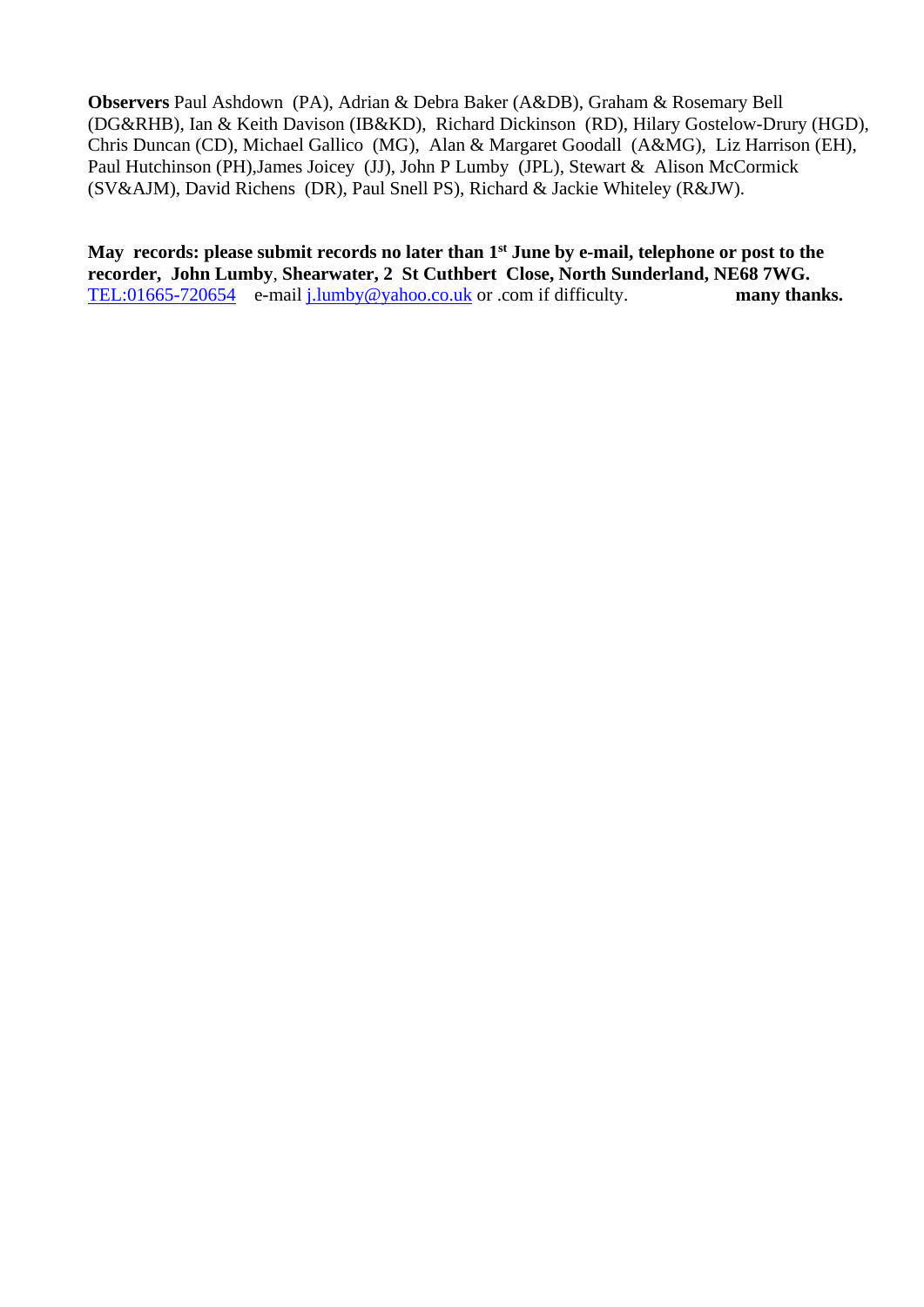**Observers** Paul Ashdown (PA), Adrian & Debra Baker (A&DB), Graham & Rosemary Bell (DG&RHB), Ian & Keith Davison (IB&KD), Richard Dickinson (RD), Hilary Gostelow-Drury (HGD), Chris Duncan (CD), Michael Gallico (MG), Alan & Margaret Goodall (A&MG), Liz Harrison (EH), Paul Hutchinson (PH),James Joicey (JJ), John P Lumby (JPL), Stewart & Alison McCormick (SV&AJM), David Richens (DR), Paul Snell PS), Richard & Jackie Whiteley (R&JW).

**May records: please submit records no later than 1st June by e-mail, telephone or post to the recorder, John Lumby**, **Shearwater, 2 St Cuthbert Close, North Sunderland, NE68 7WG.**
TEL:01665-720654 e-mail j.lumby@yahoo.co.uk or .com if difficulty. **many thanks.**